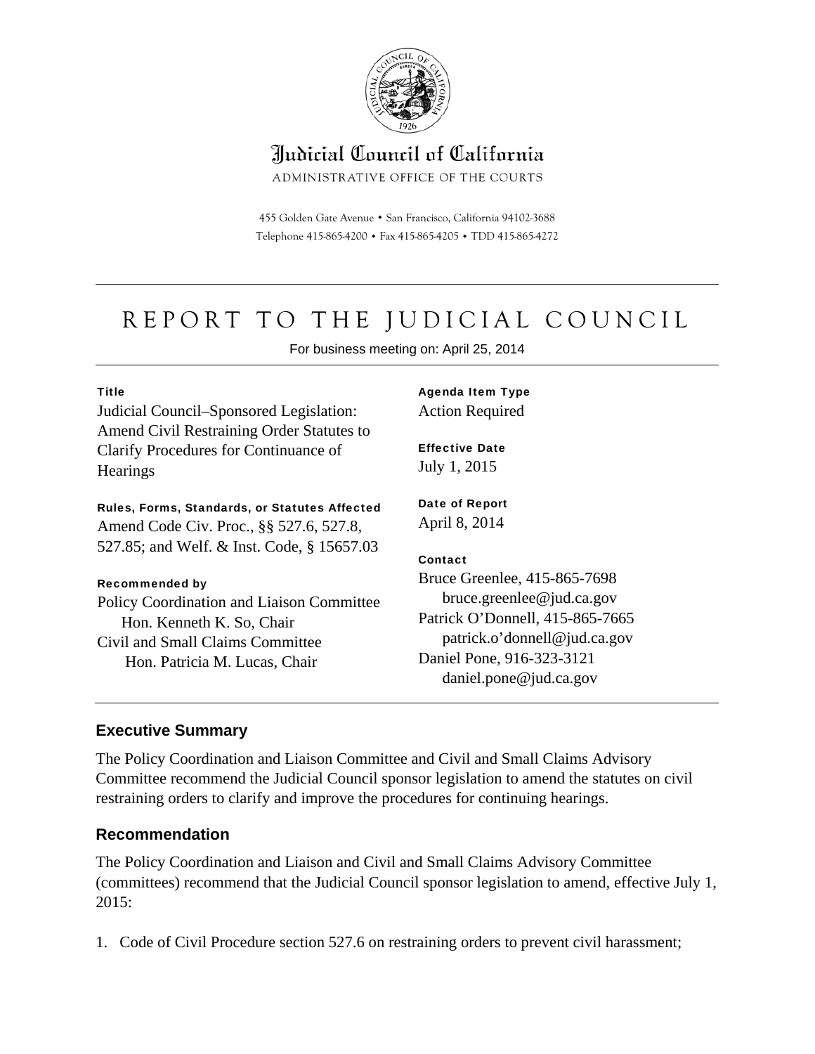# Judicial Council of California

ADMINISTRATIVE OFFICE OF THE COURTS

455 Golden Gate Avenue • San Francisco, California 94102-3688
Telephone 415-865-4200 • Fax 415-865-4205 • TDD 415-865-4272

---

# REPORT TO THE JUDICIAL COUNCIL

For business meeting on: April 25, 2014

---

**Title**
Judicial Council–Sponsored Legislation: Amend Civil Restraining Order Statutes to Clarify Procedures for Continuance of Hearings

**Rules, Forms, Standards, or Statutes Affected**
Amend Code Civ. Proc., §§ 527.6, 527.8, 527.85; and Welf. & Inst. Code, § 15657.03

**Recommended by**
Policy Coordination and Liaison Committee
Hon. Kenneth K. So, Chair
Civil and Small Claims Committee
Hon. Patricia M. Lucas, Chair

**Agenda Item Type**
Action Required

**Effective Date**
July 1, 2015

**Date of Report**
April 8, 2014

**Contact**
Bruce Greenlee, 415-865-7698
bruce.greenlee@jud.ca.gov
Patrick O'Donnell, 415-865-7665
patrick.o'donnell@jud.ca.gov
Daniel Pone, 916-323-3121
daniel.pone@jud.ca.gov

---

## Executive Summary

The Policy Coordination and Liaison Committee and Civil and Small Claims Advisory Committee recommend the Judicial Council sponsor legislation to amend the statutes on civil restraining orders to clarify and improve the procedures for continuing hearings.

## Recommendation

The Policy Coordination and Liaison and Civil and Small Claims Advisory Committee (committees) recommend that the Judicial Council sponsor legislation to amend, effective July 1, 2015:

1. Code of Civil Procedure section 527.6 on restraining orders to prevent civil harassment;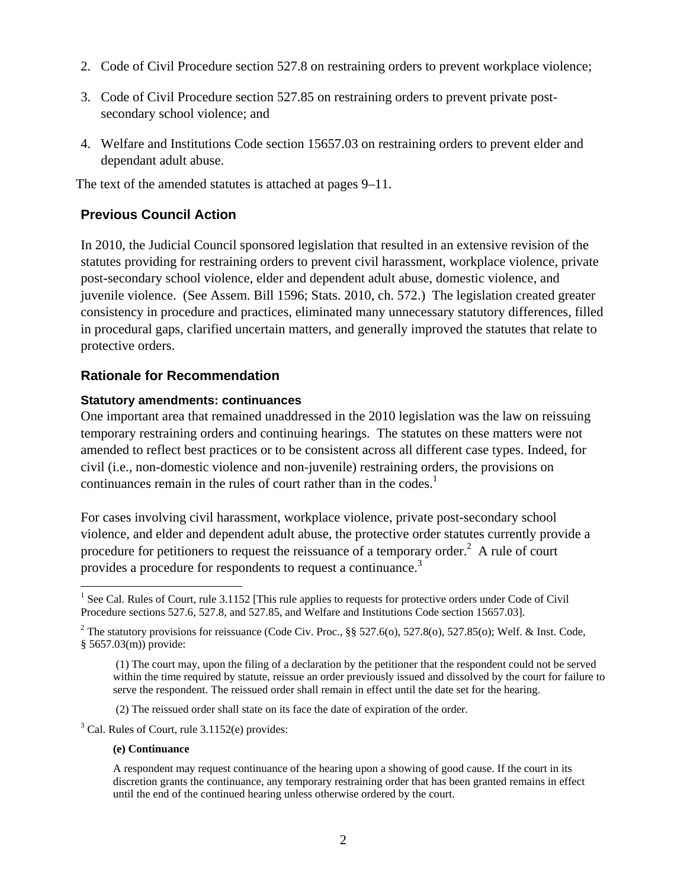2. Code of Civil Procedure section 527.8 on restraining orders to prevent workplace violence;
3. Code of Civil Procedure section 527.85 on restraining orders to prevent private post-secondary school violence; and
4. Welfare and Institutions Code section 15657.03 on restraining orders to prevent elder and dependant adult abuse.

The text of the amended statutes is attached at pages 9–11.

## Previous Council Action

In 2010, the Judicial Council sponsored legislation that resulted in an extensive revision of the statutes providing for restraining orders to prevent civil harassment, workplace violence, private post-secondary school violence, elder and dependent adult abuse, domestic violence, and juvenile violence. (See Assem. Bill 1596; Stats. 2010, ch. 572.) The legislation created greater consistency in procedure and practices, eliminated many unnecessary statutory differences, filled in procedural gaps, clarified uncertain matters, and generally improved the statutes that relate to protective orders.

## Rationale for Recommendation

### Statutory amendments: continuances

One important area that remained unaddressed in the 2010 legislation was the law on reissuing temporary restraining orders and continuing hearings. The statutes on these matters were not amended to reflect best practices or to be consistent across all different case types. Indeed, for civil (i.e., non-domestic violence and non-juvenile) restraining orders, the provisions on continuances remain in the rules of court rather than in the codes.[1]

For cases involving civil harassment, workplace violence, private post-secondary school violence, and elder and dependent adult abuse, the protective order statutes currently provide a procedure for petitioners to request the reissuance of a temporary order.[2] A rule of court provides a procedure for respondents to request a continuance.[3]

---

[1] See Cal. Rules of Court, rule 3.1152 [This rule applies to requests for protective orders under Code of Civil Procedure sections 527.6, 527.8, and 527.85, and Welfare and Institutions Code section 15657.03].

[2] The statutory provisions for reissuance (Code Civ. Proc., §§ 527.6(o), 527.8(o), 527.85(o); Welf. & Inst. Code, § 5657.03(m)) provide:

> (1) The court may, upon the filing of a declaration by the petitioner that the respondent could not be served within the time required by statute, reissue an order previously issued and dissolved by the court for failure to serve the respondent. The reissued order shall remain in effect until the date set for the hearing.
>
> (2) The reissued order shall state on its face the date of expiration of the order.

[3] Cal. Rules of Court, rule 3.1152(e) provides:

> **(e) Continuance**
>
> A respondent may request continuance of the hearing upon a showing of good cause. If the court in its discretion grants the continuance, any temporary restraining order that has been granted remains in effect until the end of the continued hearing unless otherwise ordered by the court.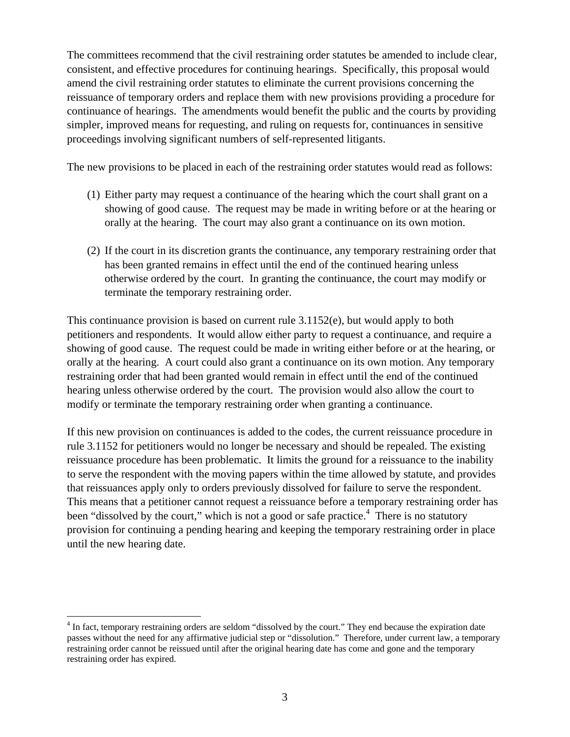The committees recommend that the civil restraining order statutes be amended to include clear, consistent, and effective procedures for continuing hearings. Specifically, this proposal would amend the civil restraining order statutes to eliminate the current provisions concerning the reissuance of temporary orders and replace them with new provisions providing a procedure for continuance of hearings. The amendments would benefit the public and the courts by providing simpler, improved means for requesting, and ruling on requests for, continuances in sensitive proceedings involving significant numbers of self-represented litigants.

The new provisions to be placed in each of the restraining order statutes would read as follows:

(1) Either party may request a continuance of the hearing which the court shall grant on a showing of good cause. The request may be made in writing before or at the hearing or orally at the hearing. The court may also grant a continuance on its own motion.

(2) If the court in its discretion grants the continuance, any temporary restraining order that has been granted remains in effect until the end of the continued hearing unless otherwise ordered by the court. In granting the continuance, the court may modify or terminate the temporary restraining order.

This continuance provision is based on current rule 3.1152(e), but would apply to both petitioners and respondents. It would allow either party to request a continuance, and require a showing of good cause. The request could be made in writing either before or at the hearing, or orally at the hearing. A court could also grant a continuance on its own motion. Any temporary restraining order that had been granted would remain in effect until the end of the continued hearing unless otherwise ordered by the court. The provision would also allow the court to modify or terminate the temporary restraining order when granting a continuance.

If this new provision on continuances is added to the codes, the current reissuance procedure in rule 3.1152 for petitioners would no longer be necessary and should be repealed. The existing reissuance procedure has been problematic. It limits the ground for a reissuance to the inability to serve the respondent with the moving papers within the time allowed by statute, and provides that reissuances apply only to orders previously dissolved for failure to serve the respondent. This means that a petitioner cannot request a reissuance before a temporary restraining order has been "dissolved by the court," which is not a good or safe practice.[4] There is no statutory provision for continuing a pending hearing and keeping the temporary restraining order in place until the new hearing date.

---

[4] In fact, temporary restraining orders are seldom "dissolved by the court." They end because the expiration date passes without the need for any affirmative judicial step or "dissolution." Therefore, under current law, a temporary restraining order cannot be reissued until after the original hearing date has come and gone and the temporary restraining order has expired.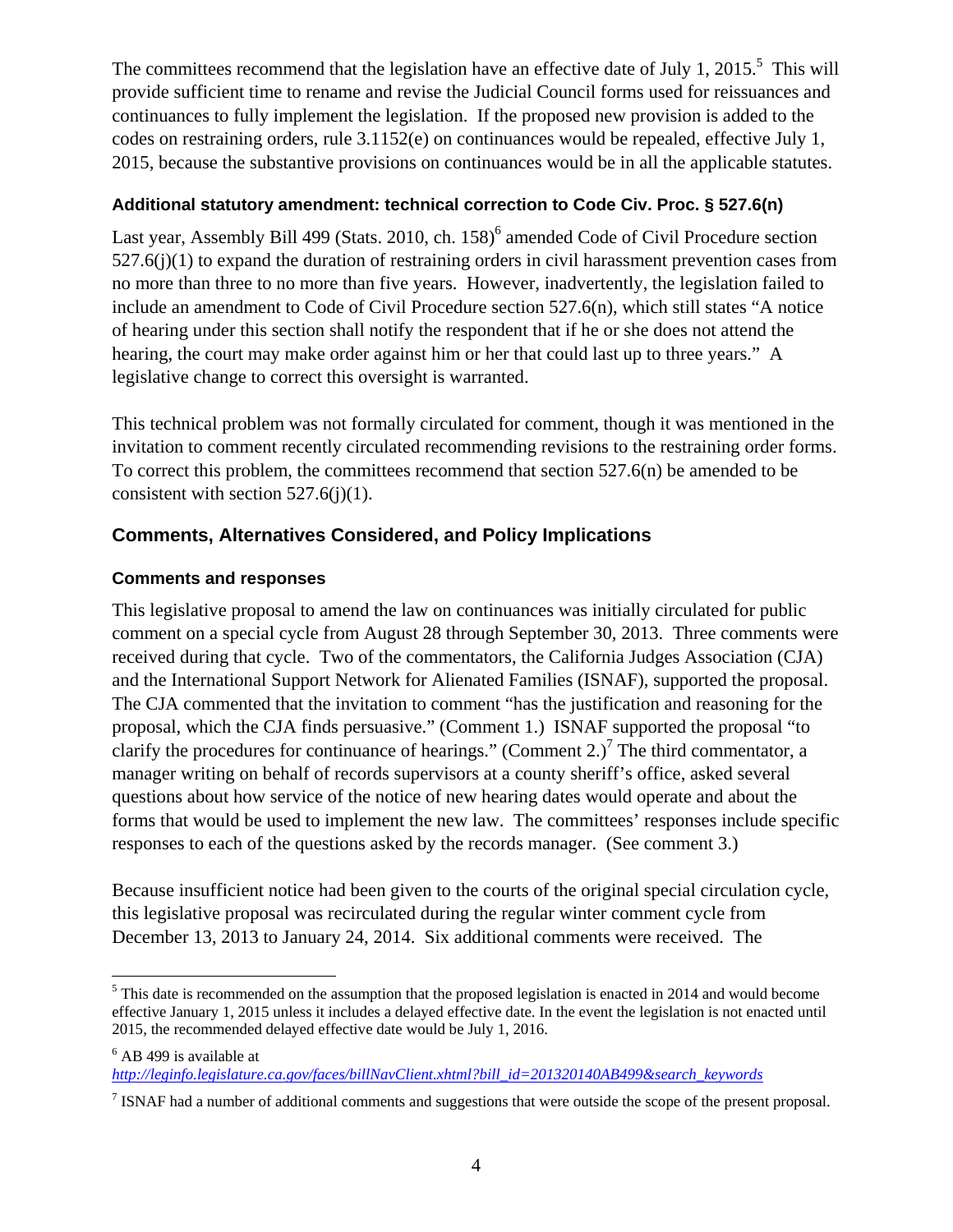The committees recommend that the legislation have an effective date of July 1, 2015.[5] This will provide sufficient time to rename and revise the Judicial Council forms used for reissuances and continuances to fully implement the legislation. If the proposed new provision is added to the codes on restraining orders, rule 3.1152(e) on continuances would be repealed, effective July 1, 2015, because the substantive provisions on continuances would be in all the applicable statutes.

### Additional statutory amendment: technical correction to Code Civ. Proc. § 527.6(n)

Last year, Assembly Bill 499 (Stats. 2010, ch. 158)[6] amended Code of Civil Procedure section 527.6(j)(1) to expand the duration of restraining orders in civil harassment prevention cases from no more than three to no more than five years. However, inadvertently, the legislation failed to include an amendment to Code of Civil Procedure section 527.6(n), which still states "A notice of hearing under this section shall notify the respondent that if he or she does not attend the hearing, the court may make order against him or her that could last up to three years." A legislative change to correct this oversight is warranted.

This technical problem was not formally circulated for comment, though it was mentioned in the invitation to comment recently circulated recommending revisions to the restraining order forms. To correct this problem, the committees recommend that section 527.6(n) be amended to be consistent with section 527.6(j)(1).

## Comments, Alternatives Considered, and Policy Implications

### Comments and responses

This legislative proposal to amend the law on continuances was initially circulated for public comment on a special cycle from August 28 through September 30, 2013. Three comments were received during that cycle. Two of the commentators, the California Judges Association (CJA) and the International Support Network for Alienated Families (ISNAF), supported the proposal. The CJA commented that the invitation to comment "has the justification and reasoning for the proposal, which the CJA finds persuasive." (Comment 1.) ISNAF supported the proposal "to clarify the procedures for continuance of hearings." (Comment 2.)[7] The third commentator, a manager writing on behalf of records supervisors at a county sheriff's office, asked several questions about how service of the notice of new hearing dates would operate and about the forms that would be used to implement the new law. The committees' responses include specific responses to each of the questions asked by the records manager. (See comment 3.)

Because insufficient notice had been given to the courts of the original special circulation cycle, this legislative proposal was recirculated during the regular winter comment cycle from December 13, 2013 to January 24, 2014. Six additional comments were received. The

---

[5] This date is recommended on the assumption that the proposed legislation is enacted in 2014 and would become effective January 1, 2015 unless it includes a delayed effective date. In the event the legislation is not enacted until 2015, the recommended delayed effective date would be July 1, 2016.

[6] AB 499 is available at
*http://leginfo.legislature.ca.gov/faces/billNavClient.xhtml?bill_id=201320140AB499&search_keywords*

[7] ISNAF had a number of additional comments and suggestions that were outside the scope of the present proposal.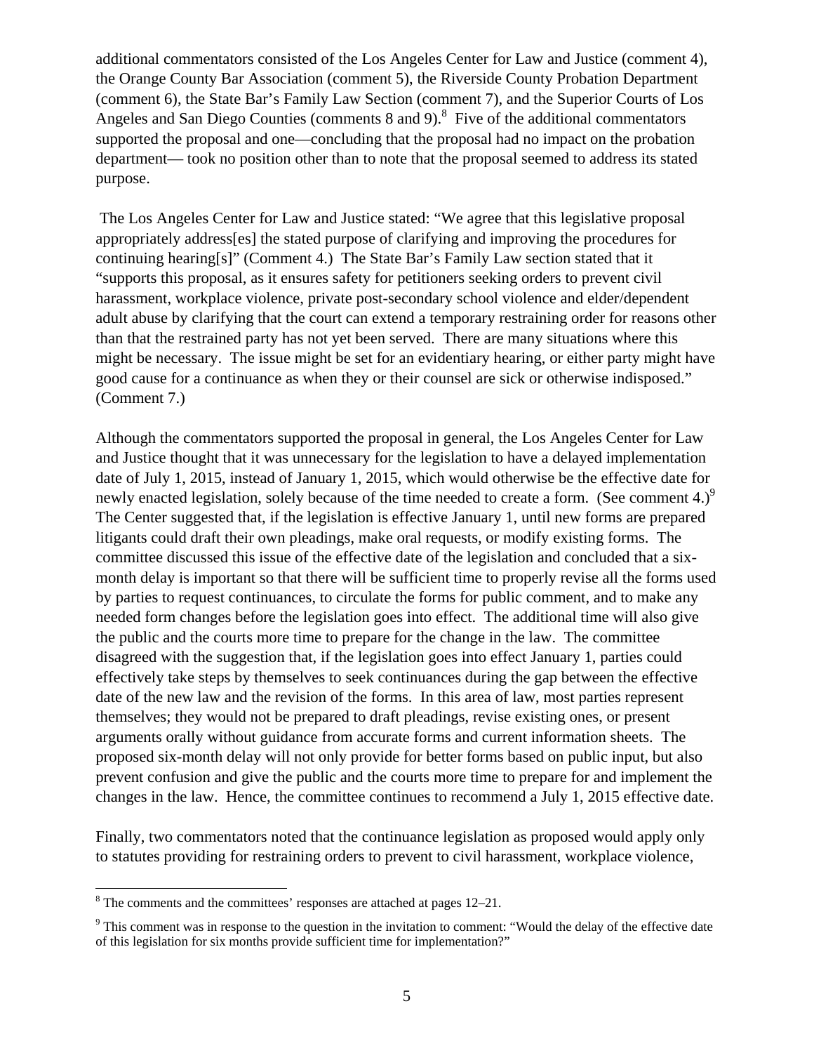additional commentators consisted of the Los Angeles Center for Law and Justice (comment 4), the Orange County Bar Association (comment 5), the Riverside County Probation Department (comment 6), the State Bar's Family Law Section (comment 7), and the Superior Courts of Los Angeles and San Diego Counties (comments 8 and 9).[8] Five of the additional commentators supported the proposal and one—concluding that the proposal had no impact on the probation department— took no position other than to note that the proposal seemed to address its stated purpose.

The Los Angeles Center for Law and Justice stated: "We agree that this legislative proposal appropriately address[es] the stated purpose of clarifying and improving the procedures for continuing hearing[s]" (Comment 4.) The State Bar's Family Law section stated that it "supports this proposal, as it ensures safety for petitioners seeking orders to prevent civil harassment, workplace violence, private post-secondary school violence and elder/dependent adult abuse by clarifying that the court can extend a temporary restraining order for reasons other than that the restrained party has not yet been served. There are many situations where this might be necessary. The issue might be set for an evidentiary hearing, or either party might have good cause for a continuance as when they or their counsel are sick or otherwise indisposed." (Comment 7.)

Although the commentators supported the proposal in general, the Los Angeles Center for Law and Justice thought that it was unnecessary for the legislation to have a delayed implementation date of July 1, 2015, instead of January 1, 2015, which would otherwise be the effective date for newly enacted legislation, solely because of the time needed to create a form. (See comment 4.)[9] The Center suggested that, if the legislation is effective January 1, until new forms are prepared litigants could draft their own pleadings, make oral requests, or modify existing forms. The committee discussed this issue of the effective date of the legislation and concluded that a six-month delay is important so that there will be sufficient time to properly revise all the forms used by parties to request continuances, to circulate the forms for public comment, and to make any needed form changes before the legislation goes into effect. The additional time will also give the public and the courts more time to prepare for the change in the law. The committee disagreed with the suggestion that, if the legislation goes into effect January 1, parties could effectively take steps by themselves to seek continuances during the gap between the effective date of the new law and the revision of the forms. In this area of law, most parties represent themselves; they would not be prepared to draft pleadings, revise existing ones, or present arguments orally without guidance from accurate forms and current information sheets. The proposed six-month delay will not only provide for better forms based on public input, but also prevent confusion and give the public and the courts more time to prepare for and implement the changes in the law. Hence, the committee continues to recommend a July 1, 2015 effective date.

Finally, two commentators noted that the continuance legislation as proposed would apply only to statutes providing for restraining orders to prevent to civil harassment, workplace violence,

---

[8] The comments and the committees' responses are attached at pages 12–21.

[9] This comment was in response to the question in the invitation to comment: "Would the delay of the effective date of this legislation for six months provide sufficient time for implementation?"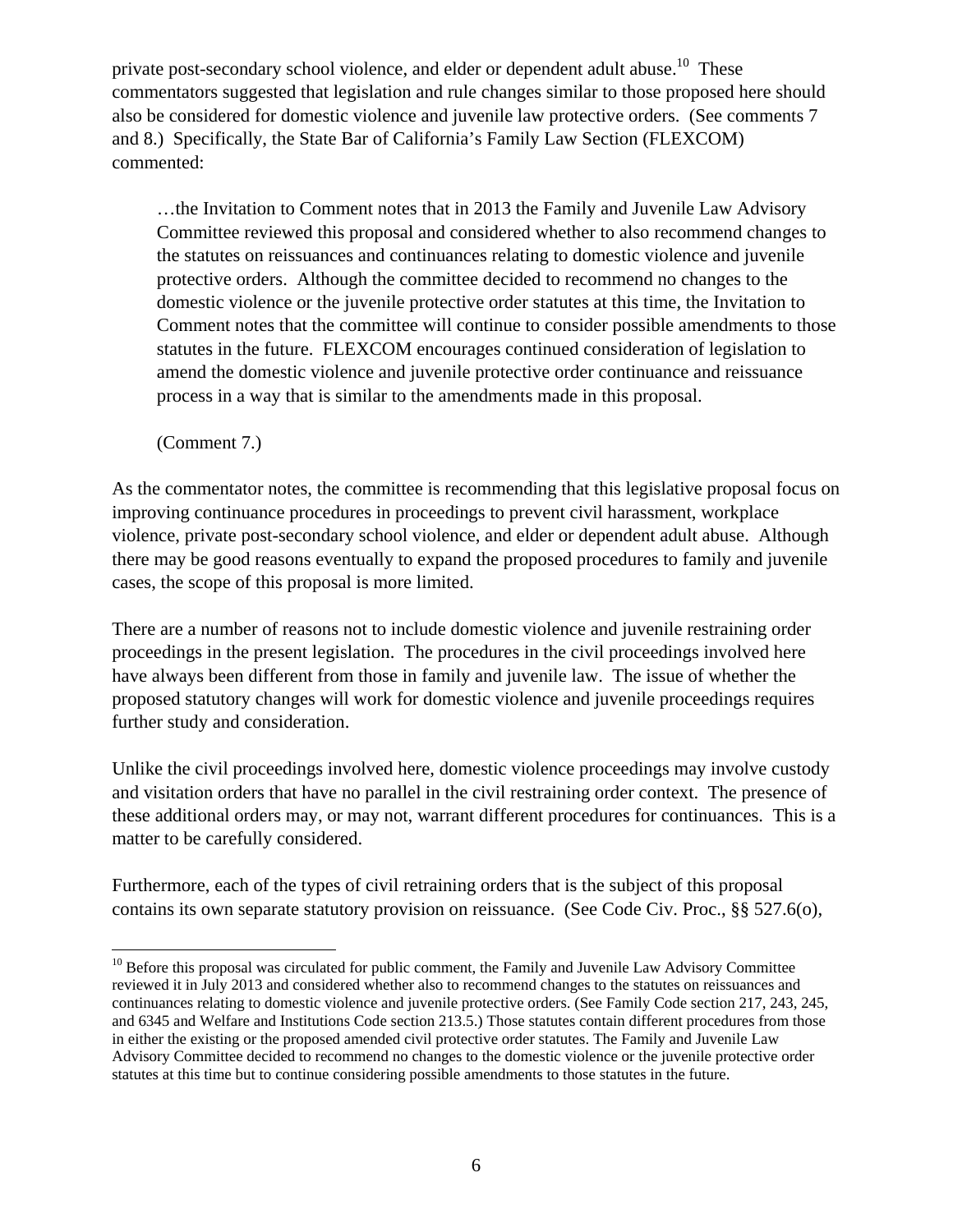private post-secondary school violence, and elder or dependent adult abuse.[10] These commentators suggested that legislation and rule changes similar to those proposed here should also be considered for domestic violence and juvenile law protective orders. (See comments 7 and 8.) Specifically, the State Bar of California's Family Law Section (FLEXCOM) commented:

> …the Invitation to Comment notes that in 2013 the Family and Juvenile Law Advisory Committee reviewed this proposal and considered whether to also recommend changes to the statutes on reissuances and continuances relating to domestic violence and juvenile protective orders. Although the committee decided to recommend no changes to the domestic violence or the juvenile protective order statutes at this time, the Invitation to Comment notes that the committee will continue to consider possible amendments to those statutes in the future. FLEXCOM encourages continued consideration of legislation to amend the domestic violence and juvenile protective order continuance and reissuance process in a way that is similar to the amendments made in this proposal.
>
> (Comment 7.)

As the commentator notes, the committee is recommending that this legislative proposal focus on improving continuance procedures in proceedings to prevent civil harassment, workplace violence, private post-secondary school violence, and elder or dependent adult abuse. Although there may be good reasons eventually to expand the proposed procedures to family and juvenile cases, the scope of this proposal is more limited.

There are a number of reasons not to include domestic violence and juvenile restraining order proceedings in the present legislation. The procedures in the civil proceedings involved here have always been different from those in family and juvenile law. The issue of whether the proposed statutory changes will work for domestic violence and juvenile proceedings requires further study and consideration.

Unlike the civil proceedings involved here, domestic violence proceedings may involve custody and visitation orders that have no parallel in the civil restraining order context. The presence of these additional orders may, or may not, warrant different procedures for continuances. This is a matter to be carefully considered.

Furthermore, each of the types of civil retraining orders that is the subject of this proposal contains its own separate statutory provision on reissuance. (See Code Civ. Proc., §§ 527.6(o),

---

[10] Before this proposal was circulated for public comment, the Family and Juvenile Law Advisory Committee reviewed it in July 2013 and considered whether also to recommend changes to the statutes on reissuances and continuances relating to domestic violence and juvenile protective orders. (See Family Code section 217, 243, 245, and 6345 and Welfare and Institutions Code section 213.5.) Those statutes contain different procedures from those in either the existing or the proposed amended civil protective order statutes. The Family and Juvenile Law Advisory Committee decided to recommend no changes to the domestic violence or the juvenile protective order statutes at this time but to continue considering possible amendments to those statutes in the future.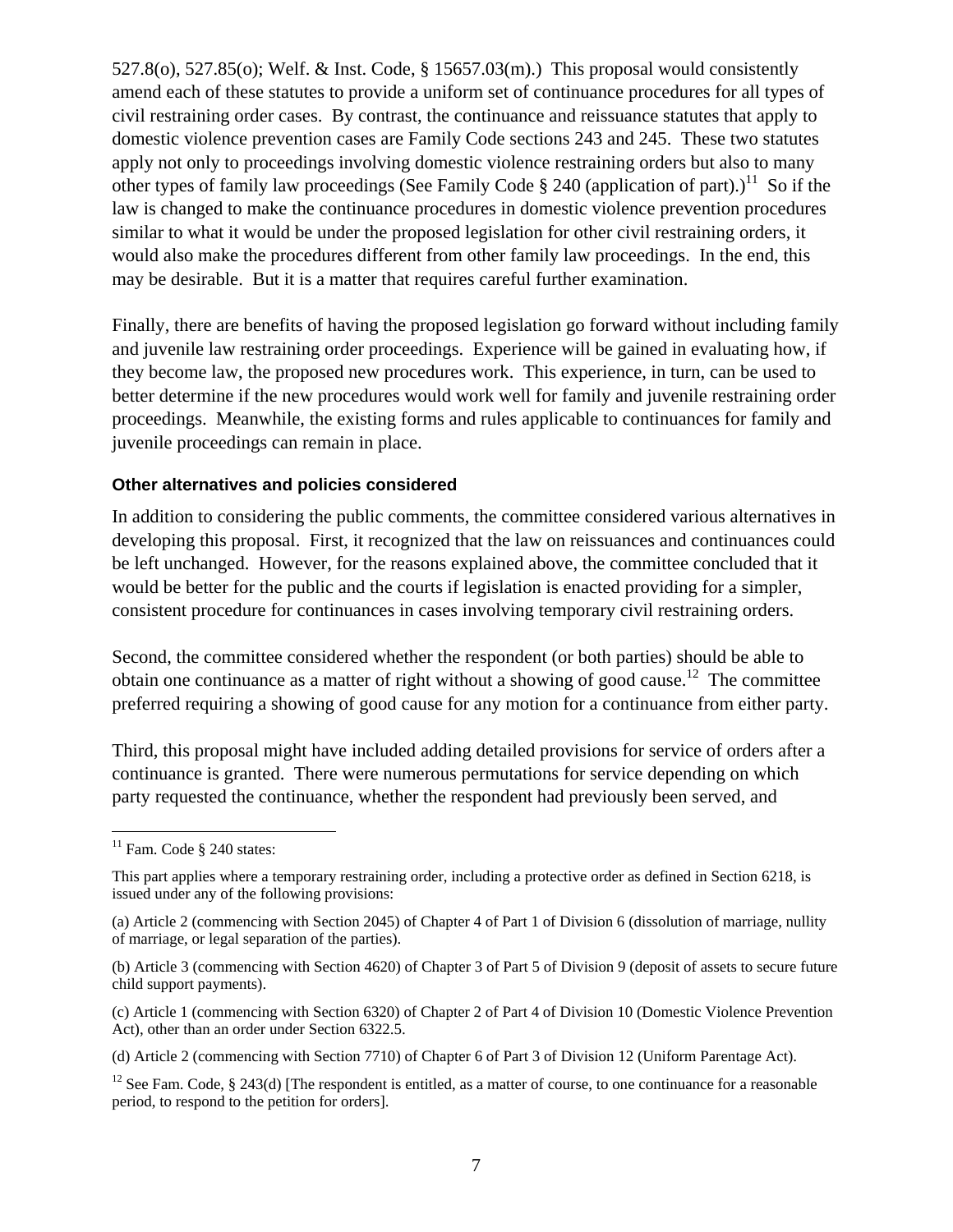527.8(o), 527.85(o); Welf. & Inst. Code, § 15657.03(m).) This proposal would consistently amend each of these statutes to provide a uniform set of continuance procedures for all types of civil restraining order cases. By contrast, the continuance and reissuance statutes that apply to domestic violence prevention cases are Family Code sections 243 and 245. These two statutes apply not only to proceedings involving domestic violence restraining orders but also to many other types of family law proceedings (See Family Code § 240 (application of part).)[11] So if the law is changed to make the continuance procedures in domestic violence prevention procedures similar to what it would be under the proposed legislation for other civil restraining orders, it would also make the procedures different from other family law proceedings. In the end, this may be desirable. But it is a matter that requires careful further examination.

Finally, there are benefits of having the proposed legislation go forward without including family and juvenile law restraining order proceedings. Experience will be gained in evaluating how, if they become law, the proposed new procedures work. This experience, in turn, can be used to better determine if the new procedures would work well for family and juvenile restraining order proceedings. Meanwhile, the existing forms and rules applicable to continuances for family and juvenile proceedings can remain in place.

### Other alternatives and policies considered

In addition to considering the public comments, the committee considered various alternatives in developing this proposal. First, it recognized that the law on reissuances and continuances could be left unchanged. However, for the reasons explained above, the committee concluded that it would be better for the public and the courts if legislation is enacted providing for a simpler, consistent procedure for continuances in cases involving temporary civil restraining orders.

Second, the committee considered whether the respondent (or both parties) should be able to obtain one continuance as a matter of right without a showing of good cause.[12] The committee preferred requiring a showing of good cause for any motion for a continuance from either party.

Third, this proposal might have included adding detailed provisions for service of orders after a continuance is granted. There were numerous permutations for service depending on which party requested the continuance, whether the respondent had previously been served, and

---

[11] Fam. Code § 240 states:

This part applies where a temporary restraining order, including a protective order as defined in Section 6218, is issued under any of the following provisions:

(a) Article 2 (commencing with Section 2045) of Chapter 4 of Part 1 of Division 6 (dissolution of marriage, nullity of marriage, or legal separation of the parties).

(b) Article 3 (commencing with Section 4620) of Chapter 3 of Part 5 of Division 9 (deposit of assets to secure future child support payments).

(c) Article 1 (commencing with Section 6320) of Chapter 2 of Part 4 of Division 10 (Domestic Violence Prevention Act), other than an order under Section 6322.5.

(d) Article 2 (commencing with Section 7710) of Chapter 6 of Part 3 of Division 12 (Uniform Parentage Act).

[12] See Fam. Code, § 243(d) [The respondent is entitled, as a matter of course, to one continuance for a reasonable period, to respond to the petition for orders].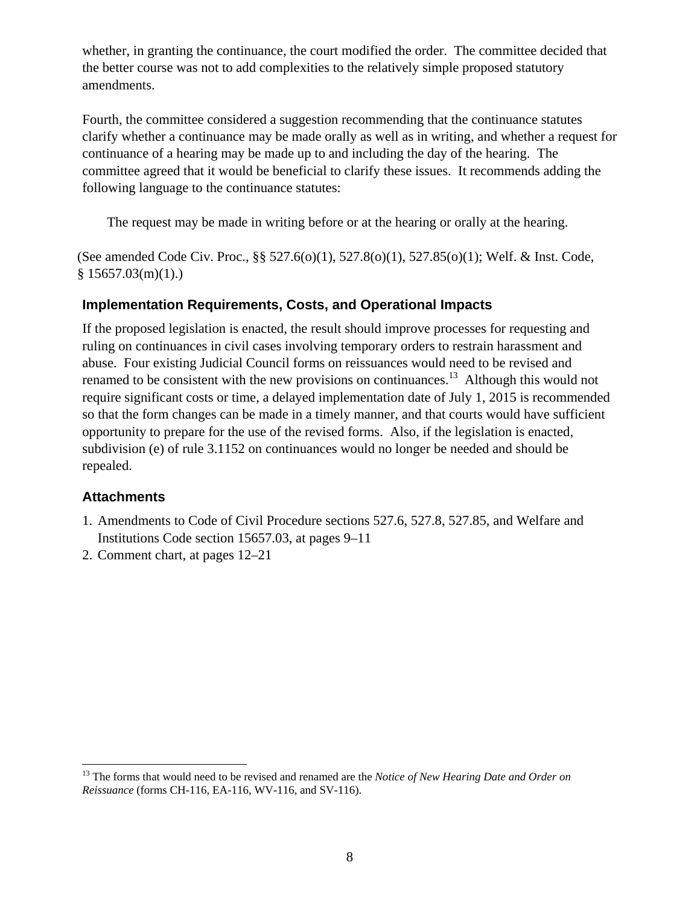whether, in granting the continuance, the court modified the order. The committee decided that the better course was not to add complexities to the relatively simple proposed statutory amendments.

Fourth, the committee considered a suggestion recommending that the continuance statutes clarify whether a continuance may be made orally as well as in writing, and whether a request for continuance of a hearing may be made up to and including the day of the hearing. The committee agreed that it would be beneficial to clarify these issues. It recommends adding the following language to the continuance statutes:

> The request may be made in writing before or at the hearing or orally at the hearing.

(See amended Code Civ. Proc., §§ 527.6(o)(1), 527.8(o)(1), 527.85(o)(1); Welf. & Inst. Code, § 15657.03(m)(1).)

### Implementation Requirements, Costs, and Operational Impacts

If the proposed legislation is enacted, the result should improve processes for requesting and ruling on continuances in civil cases involving temporary orders to restrain harassment and abuse. Four existing Judicial Council forms on reissuances would need to be revised and renamed to be consistent with the new provisions on continuances.[13] Although this would not require significant costs or time, a delayed implementation date of July 1, 2015 is recommended so that the form changes can be made in a timely manner, and that courts would have sufficient opportunity to prepare for the use of the revised forms. Also, if the legislation is enacted, subdivision (e) of rule 3.1152 on continuances would no longer be needed and should be repealed.

### Attachments

1. Amendments to Code of Civil Procedure sections 527.6, 527.8, 527.85, and Welfare and Institutions Code section 15657.03, at pages 9–11
2. Comment chart, at pages 12–21

---

[13] The forms that would need to be revised and renamed are the *Notice of New Hearing Date and Order on Reissuance* (forms CH-116, EA-116, WV-116, and SV-116).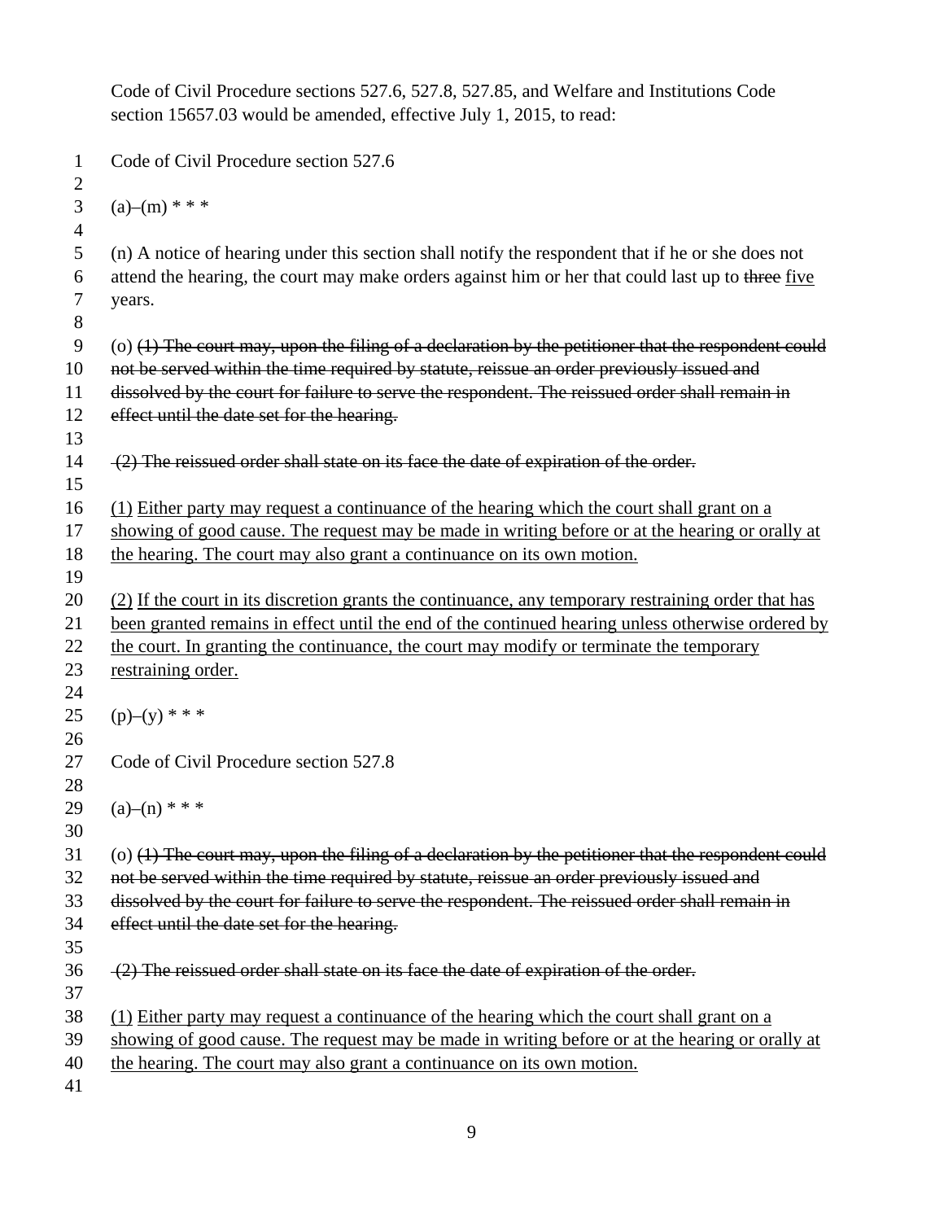Code of Civil Procedure sections 527.6, 527.8, 527.85, and Welfare and Institutions Code section 15657.03 would be amended, effective July 1, 2015, to read:

Code of Civil Procedure section 527.6

(a)–(m) * * *

(n) A notice of hearing under this section shall notify the respondent that if he or she does not attend the hearing, the court may make orders against him or her that could last up to ~~three~~ <u>five</u> years.

(o) ~~(1) The court may, upon the filing of a declaration by the petitioner that the respondent could not be served within the time required by statute, reissue an order previously issued and dissolved by the court for failure to serve the respondent. The reissued order shall remain in effect until the date set for the hearing.~~

~~(2) The reissued order shall state on its face the date of expiration of the order.~~

<u>(1) Either party may request a continuance of the hearing which the court shall grant on a showing of good cause. The request may be made in writing before or at the hearing or orally at the hearing. The court may also grant a continuance on its own motion.</u>

<u>(2) If the court in its discretion grants the continuance, any temporary restraining order that has been granted remains in effect until the end of the continued hearing unless otherwise ordered by the court. In granting the continuance, the court may modify or terminate the temporary restraining order.</u>

(p)–(y) * * *

Code of Civil Procedure section 527.8

(a)–(n) * * *

(o) ~~(1) The court may, upon the filing of a declaration by the petitioner that the respondent could not be served within the time required by statute, reissue an order previously issued and dissolved by the court for failure to serve the respondent. The reissued order shall remain in effect until the date set for the hearing.~~

~~(2) The reissued order shall state on its face the date of expiration of the order.~~

<u>(1) Either party may request a continuance of the hearing which the court shall grant on a showing of good cause. The request may be made in writing before or at the hearing or orally at the hearing. The court may also grant a continuance on its own motion.</u>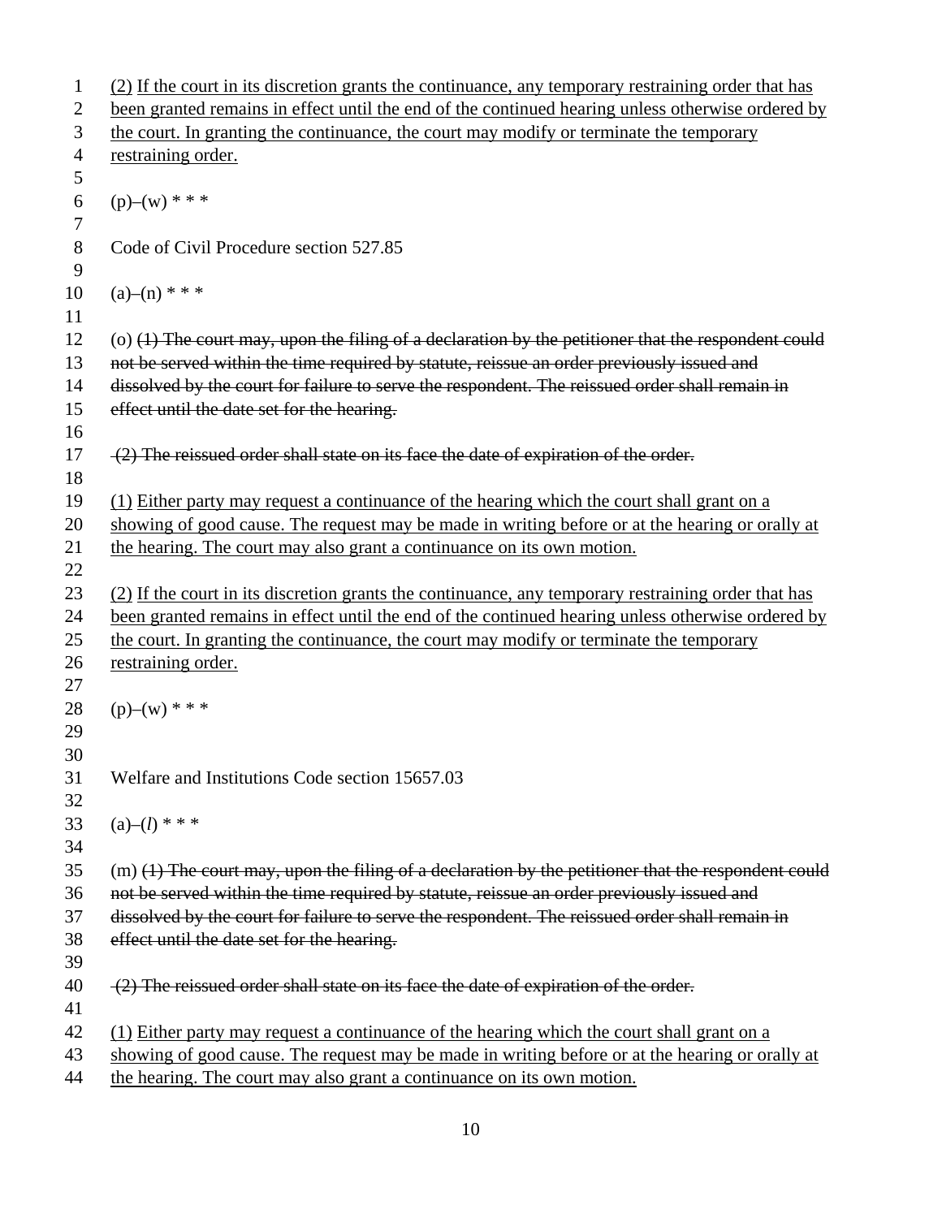(2) If the court in its discretion grants the continuance, any temporary restraining order that has been granted remains in effect until the end of the continued hearing unless otherwise ordered by the court. In granting the continuance, the court may modify or terminate the temporary restraining order.

(p)–(w) * * *

Code of Civil Procedure section 527.85

(a)–(n) * * *

(o) ~~(1) The court may, upon the filing of a declaration by the petitioner that the respondent could not be served within the time required by statute, reissue an order previously issued and dissolved by the court for failure to serve the respondent. The reissued order shall remain in effect until the date set for the hearing.~~

~~(2) The reissued order shall state on its face the date of expiration of the order.~~

(1) Either party may request a continuance of the hearing which the court shall grant on a showing of good cause. The request may be made in writing before or at the hearing or orally at the hearing. The court may also grant a continuance on its own motion.

(2) If the court in its discretion grants the continuance, any temporary restraining order that has been granted remains in effect until the end of the continued hearing unless otherwise ordered by the court. In granting the continuance, the court may modify or terminate the temporary restraining order.

(p)–(w) * * *

Welfare and Institutions Code section 15657.03

(a)–(*l*) * * *

(m) ~~(1) The court may, upon the filing of a declaration by the petitioner that the respondent could not be served within the time required by statute, reissue an order previously issued and dissolved by the court for failure to serve the respondent. The reissued order shall remain in effect until the date set for the hearing.~~

~~(2) The reissued order shall state on its face the date of expiration of the order.~~

(1) Either party may request a continuance of the hearing which the court shall grant on a showing of good cause. The request may be made in writing before or at the hearing or orally at the hearing. The court may also grant a continuance on its own motion.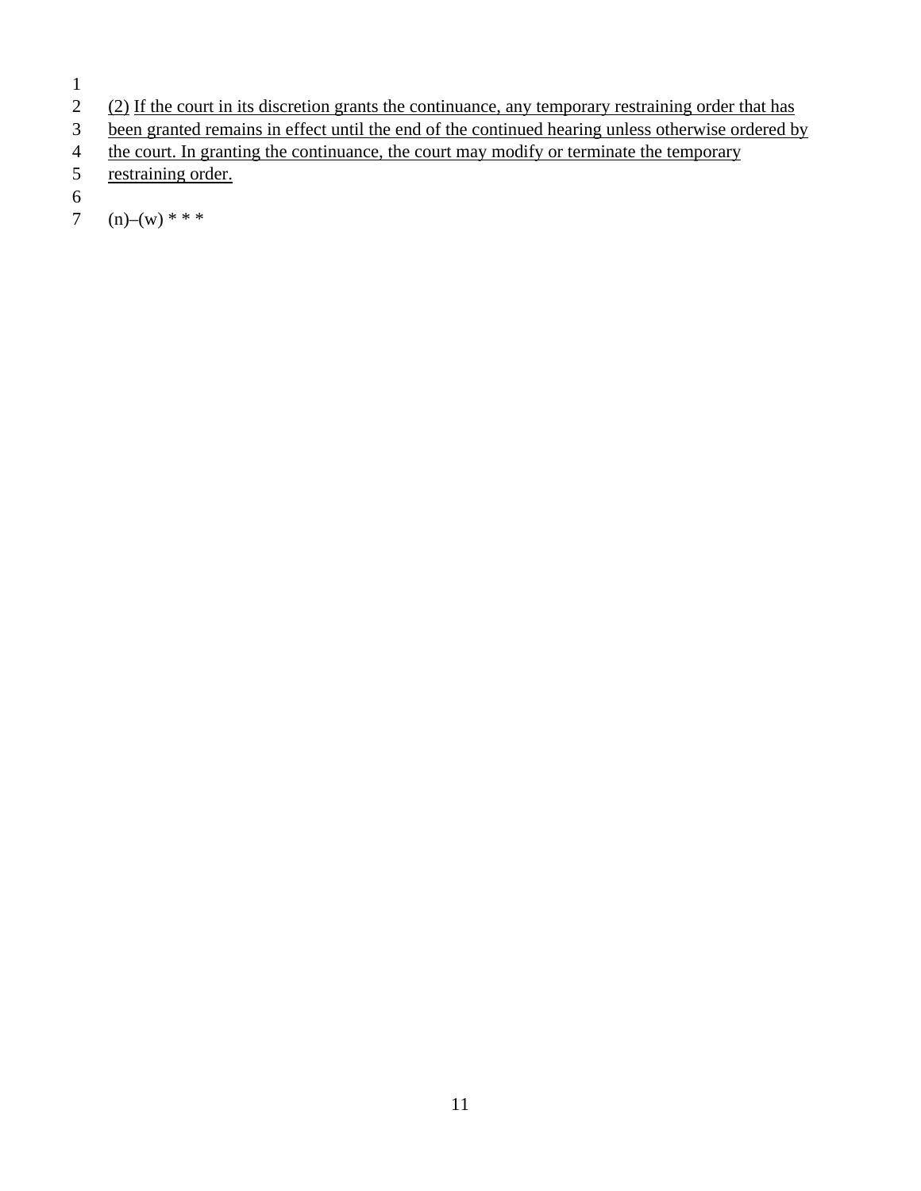<u>(2)</u> <u>If the court in its discretion grants the continuance, any temporary restraining order that has been granted remains in effect until the end of the continued hearing unless otherwise ordered by the court. In granting the continuance, the court may modify or terminate the temporary restraining order.</u>

(n)–(w) * * *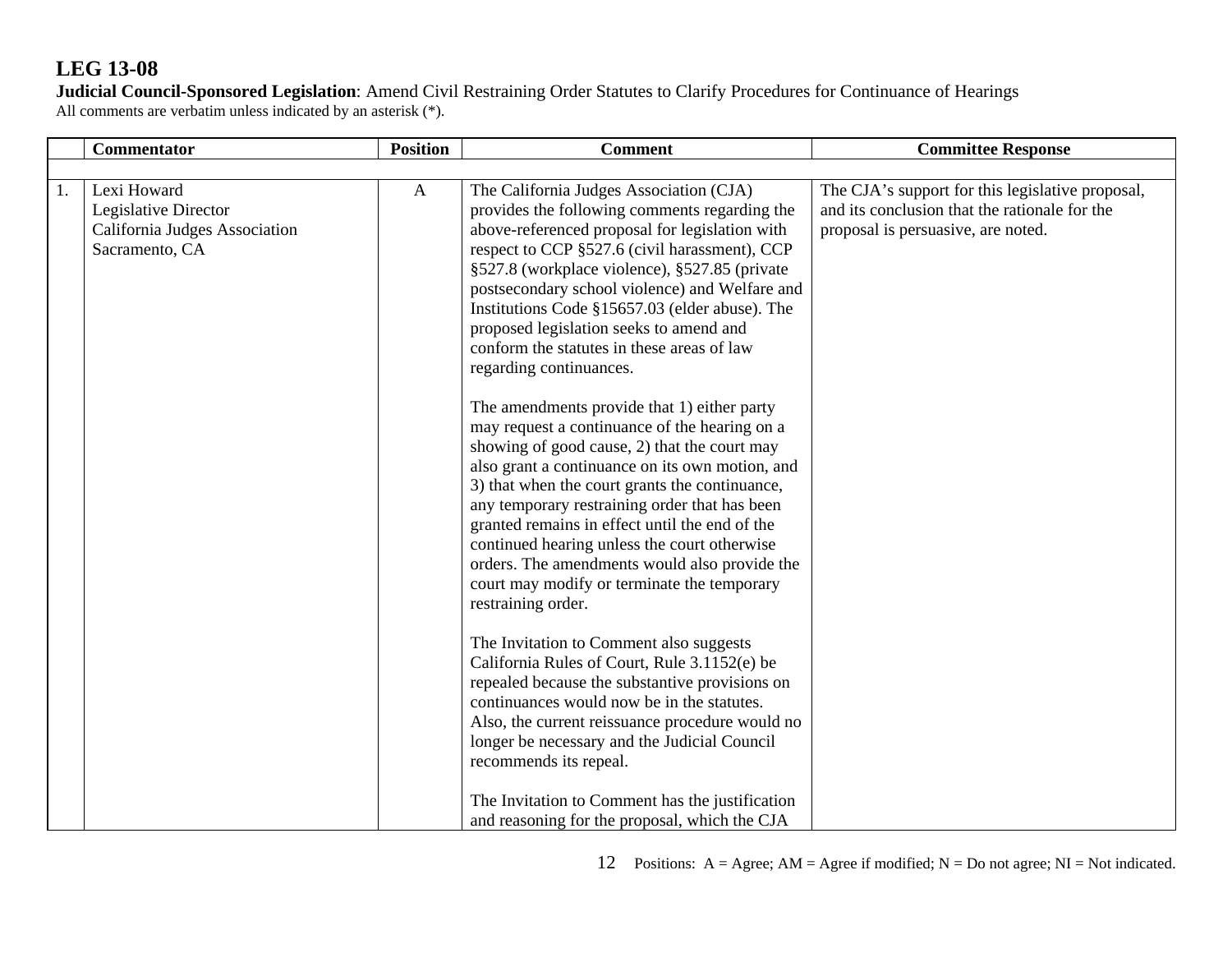**LEG 13-08**

**Judicial Council-Sponsored Legislation**: Amend Civil Restraining Order Statutes to Clarify Procedures for Continuance of Hearings

All comments are verbatim unless indicated by an asterisk (*).

| | Commentator | Position | Comment | Committee Response |
|---|---|---|---|---|
| | | | | |
| 1. | Lexi Howard<br>Legislative Director<br>California Judges Association<br>Sacramento, CA | A | The California Judges Association (CJA) provides the following comments regarding the above-referenced proposal for legislation with respect to CCP §527.6 (civil harassment), CCP §527.8 (workplace violence), §527.85 (private postsecondary school violence) and Welfare and Institutions Code §15657.03 (elder abuse). The proposed legislation seeks to amend and conform the statutes in these areas of law regarding continuances.<br><br>The amendments provide that 1) either party may request a continuance of the hearing on a showing of good cause, 2) that the court may also grant a continuance on its own motion, and 3) that when the court grants the continuance, any temporary restraining order that has been granted remains in effect until the end of the continued hearing unless the court otherwise orders. The amendments would also provide the court may modify or terminate the temporary restraining order.<br><br>The Invitation to Comment also suggests California Rules of Court, Rule 3.1152(e) be repealed because the substantive provisions on continuances would now be in the statutes. Also, the current reissuance procedure would no longer be necessary and the Judicial Council recommends its repeal.<br><br>The Invitation to Comment has the justification and reasoning for the proposal, which the CJA | The CJA's support for this legislative proposal, and its conclusion that the rationale for the proposal is persuasive, are noted. |

Positions: A = Agree; AM = Agree if modified; N = Do not agree; NI = Not indicated.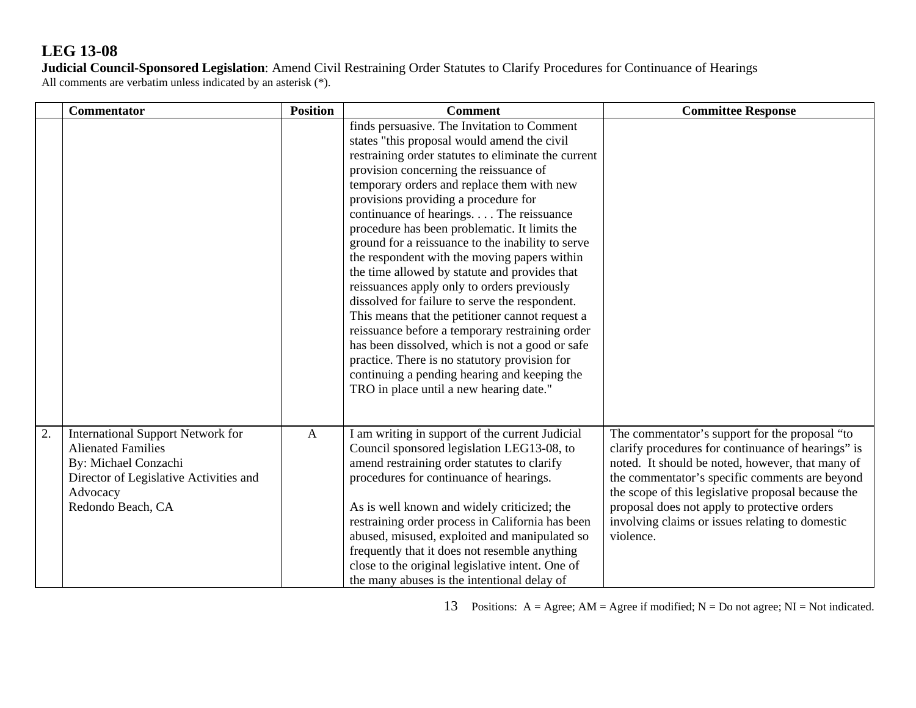## LEG 13-08

**Judicial Council-Sponsored Legislation**: Amend Civil Restraining Order Statutes to Clarify Procedures for Continuance of Hearings
All comments are verbatim unless indicated by an asterisk (*).

| | Commentator | Position | Comment | Committee Response |
|---|---|---|---|---|
| | | | finds persuasive. The Invitation to Comment states "this proposal would amend the civil restraining order statutes to eliminate the current provision concerning the reissuance of temporary orders and replace them with new provisions providing a procedure for continuance of hearings. . . . The reissuance procedure has been problematic. It limits the ground for a reissuance to the inability to serve the respondent with the moving papers within the time allowed by statute and provides that reissuances apply only to orders previously dissolved for failure to serve the respondent. This means that the petitioner cannot request a reissuance before a temporary restraining order has been dissolved, which is not a good or safe practice. There is no statutory provision for continuing a pending hearing and keeping the TRO in place until a new hearing date." | |
| 2. | International Support Network for Alienated Families<br>By: Michael Conzachi<br>Director of Legislative Activities and Advocacy<br>Redondo Beach, CA | A | I am writing in support of the current Judicial Council sponsored legislation LEG13-08, to amend restraining order statutes to clarify procedures for continuance of hearings.<br><br>As is well known and widely criticized; the restraining order process in California has been abused, misused, exploited and manipulated so frequently that it does not resemble anything close to the original legislative intent. One of the many abuses is the intentional delay of | The commentator's support for the proposal "to clarify procedures for continuance of hearings" is noted. It should be noted, however, that many of the commentator's specific comments are beyond the scope of this legislative proposal because the proposal does not apply to protective orders involving claims or issues relating to domestic violence. |

Positions: A = Agree; AM = Agree if modified; N = Do not agree; NI = Not indicated.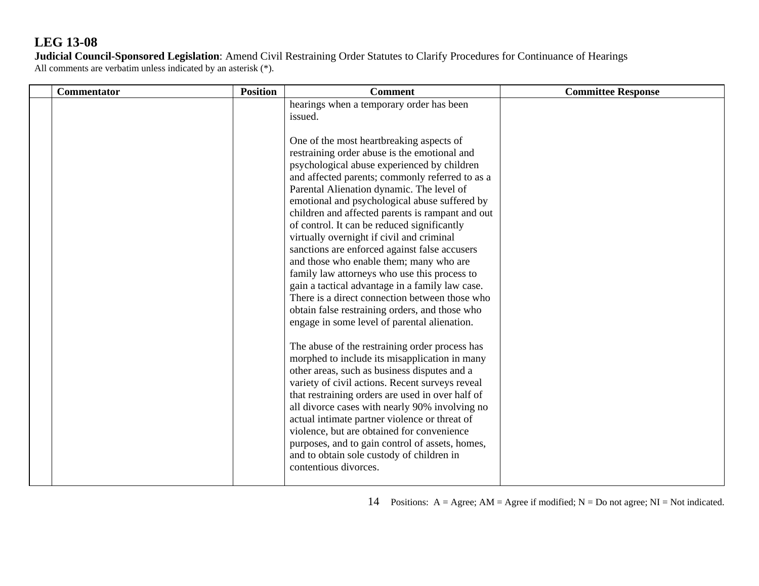**LEG 13-08**

**Judicial Council-Sponsored Legislation**: Amend Civil Restraining Order Statutes to Clarify Procedures for Continuance of Hearings

All comments are verbatim unless indicated by an asterisk (*).

| | Commentator | Position | Comment | Committee Response |
|---|---|---|---|---|
| | | | hearings when a temporary order has been issued.<br><br>One of the most heartbreaking aspects of restraining order abuse is the emotional and psychological abuse experienced by children and affected parents; commonly referred to as a Parental Alienation dynamic. The level of emotional and psychological abuse suffered by children and affected parents is rampant and out of control. It can be reduced significantly virtually overnight if civil and criminal sanctions are enforced against false accusers and those who enable them; many who are family law attorneys who use this process to gain a tactical advantage in a family law case. There is a direct connection between those who obtain false restraining orders, and those who engage in some level of parental alienation.<br><br>The abuse of the restraining order process has morphed to include its misapplication in many other areas, such as business disputes and a variety of civil actions. Recent surveys reveal that restraining orders are used in over half of all divorce cases with nearly 90% involving no actual intimate partner violence or threat of violence, but are obtained for convenience purposes, and to gain control of assets, homes, and to obtain sole custody of children in contentious divorces. | |

Positions: A = Agree; AM = Agree if modified; N = Do not agree; NI = Not indicated.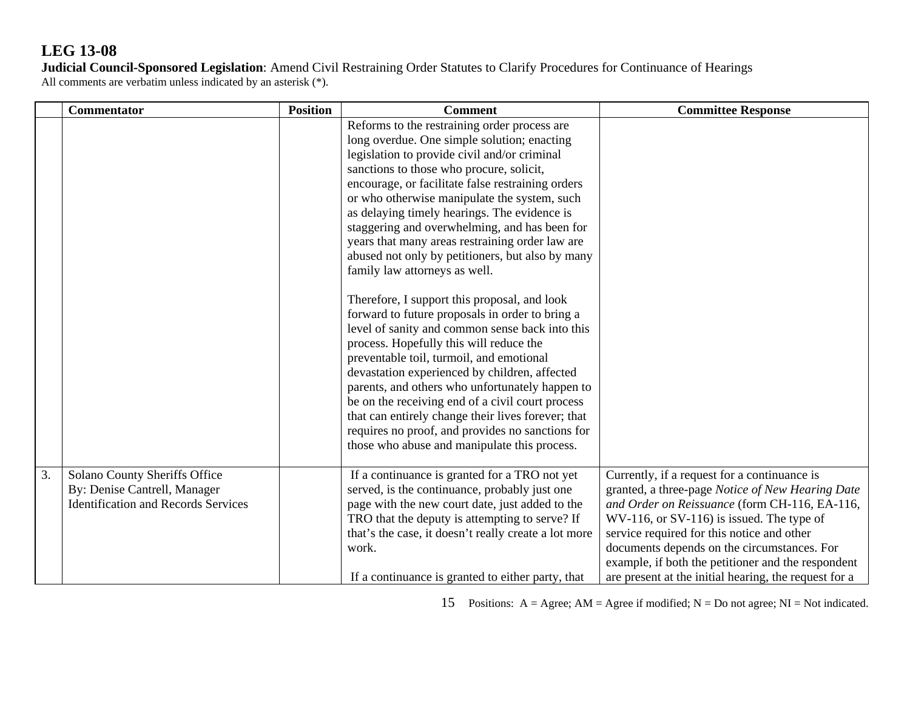# LEG 13-08

**Judicial Council-Sponsored Legislation**: Amend Civil Restraining Order Statutes to Clarify Procedures for Continuance of Hearings
All comments are verbatim unless indicated by an asterisk (*).

| | Commentator | Position | Comment | Committee Response |
|---|---|---|---|---|
| | | | Reforms to the restraining order process are long overdue. One simple solution; enacting legislation to provide civil and/or criminal sanctions to those who procure, solicit, encourage, or facilitate false restraining orders or who otherwise manipulate the system, such as delaying timely hearings. The evidence is staggering and overwhelming, and has been for years that many areas restraining order law are abused not only by petitioners, but also by many family law attorneys as well.<br><br>Therefore, I support this proposal, and look forward to future proposals in order to bring a level of sanity and common sense back into this process. Hopefully this will reduce the preventable toil, turmoil, and emotional devastation experienced by children, affected parents, and others who unfortunately happen to be on the receiving end of a civil court process that can entirely change their lives forever; that requires no proof, and provides no sanctions for those who abuse and manipulate this process. | |
| 3. | Solano County Sheriffs Office<br>By: Denise Cantrell, Manager<br>Identification and Records Services | | If a continuance is granted for a TRO not yet served, is the continuance, probably just one page with the new court date, just added to the TRO that the deputy is attempting to serve? If that's the case, it doesn't really create a lot more work.<br><br>If a continuance is granted to either party, that | Currently, if a request for a continuance is granted, a three-page *Notice of New Hearing Date and Order on Reissuance* (form CH-116, EA-116, WV-116, or SV-116) is issued. The type of service required for this notice and other documents depends on the circumstances. For example, if both the petitioner and the respondent are present at the initial hearing, the request for a |

Positions: A = Agree; AM = Agree if modified; N = Do not agree; NI = Not indicated.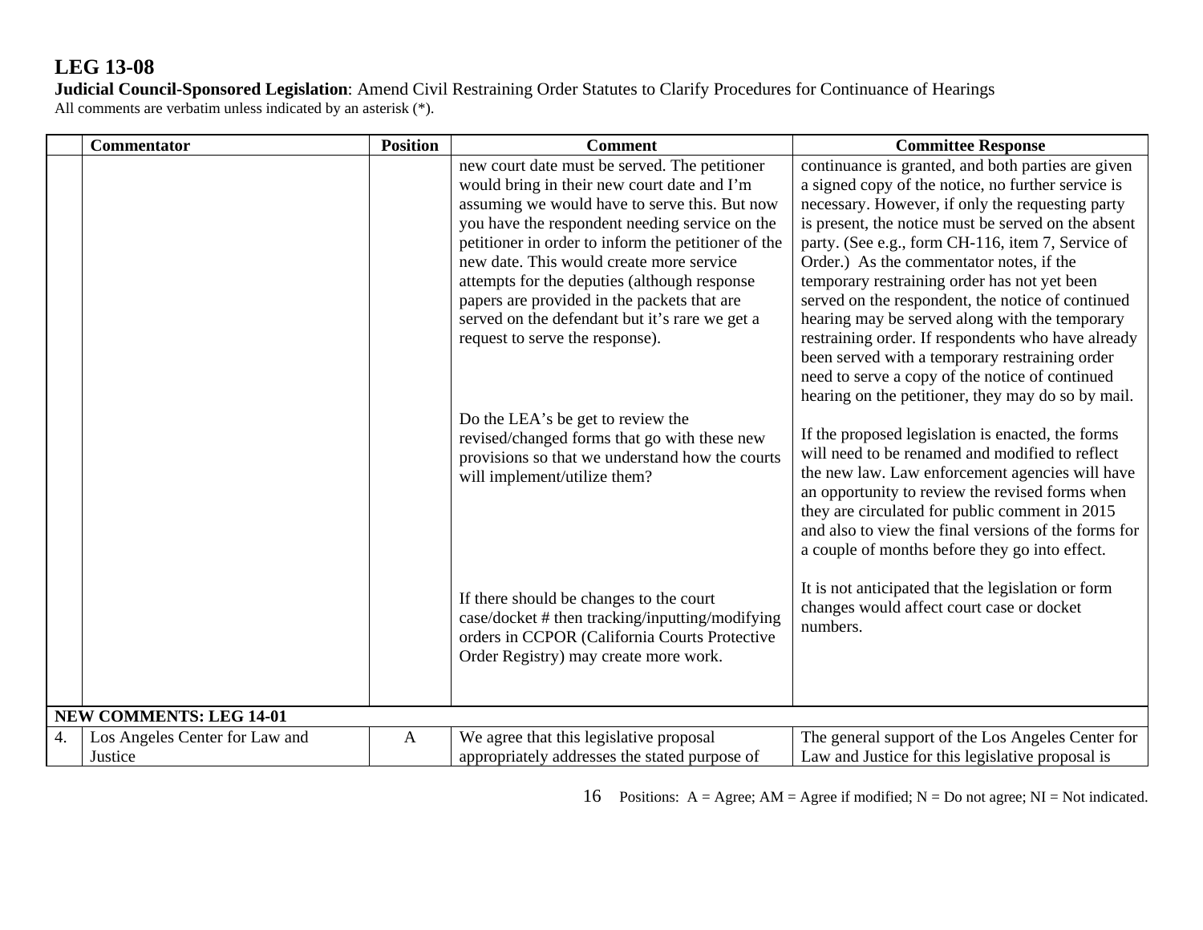## LEG 13-08

**Judicial Council-Sponsored Legislation**: Amend Civil Restraining Order Statutes to Clarify Procedures for Continuance of Hearings

All comments are verbatim unless indicated by an asterisk (*).

| | Commentator | Position | Comment | Committee Response |
|---|---|---|---|---|
| | | | new court date must be served. The petitioner would bring in their new court date and I'm assuming we would have to serve this. But now you have the respondent needing service on the petitioner in order to inform the petitioner of the new date. This would create more service attempts for the deputies (although response papers are provided in the packets that are served on the defendant but it's rare we get a request to serve the response). | continuance is granted, and both parties are given a signed copy of the notice, no further service is necessary. However, if only the requesting party is present, the notice must be served on the absent party. (See e.g., form CH-116, item 7, Service of Order.) As the commentator notes, if the temporary restraining order has not yet been served on the respondent, the notice of continued hearing may be served along with the temporary restraining order. If respondents who have already been served with a temporary restraining order need to serve a copy of the notice of continued hearing on the petitioner, they may do so by mail. |
| | | | Do the LEA's be get to review the revised/changed forms that go with these new provisions so that we understand how the courts will implement/utilize them? | If the proposed legislation is enacted, the forms will need to be renamed and modified to reflect the new law. Law enforcement agencies will have an opportunity to review the revised forms when they are circulated for public comment in 2015 and also to view the final versions of the forms for a couple of months before they go into effect. |
| | | | If there should be changes to the court case/docket # then tracking/inputting/modifying orders in CCPOR (California Courts Protective Order Registry) may create more work. | It is not anticipated that the legislation or form changes would affect court case or docket numbers. |
| **NEW COMMENTS: LEG 14-01** | | | | |
| 4. | Los Angeles Center for Law and Justice | A | We agree that this legislative proposal appropriately addresses the stated purpose of | The general support of the Los Angeles Center for Law and Justice for this legislative proposal is |

Positions: A = Agree; AM = Agree if modified; N = Do not agree; NI = Not indicated.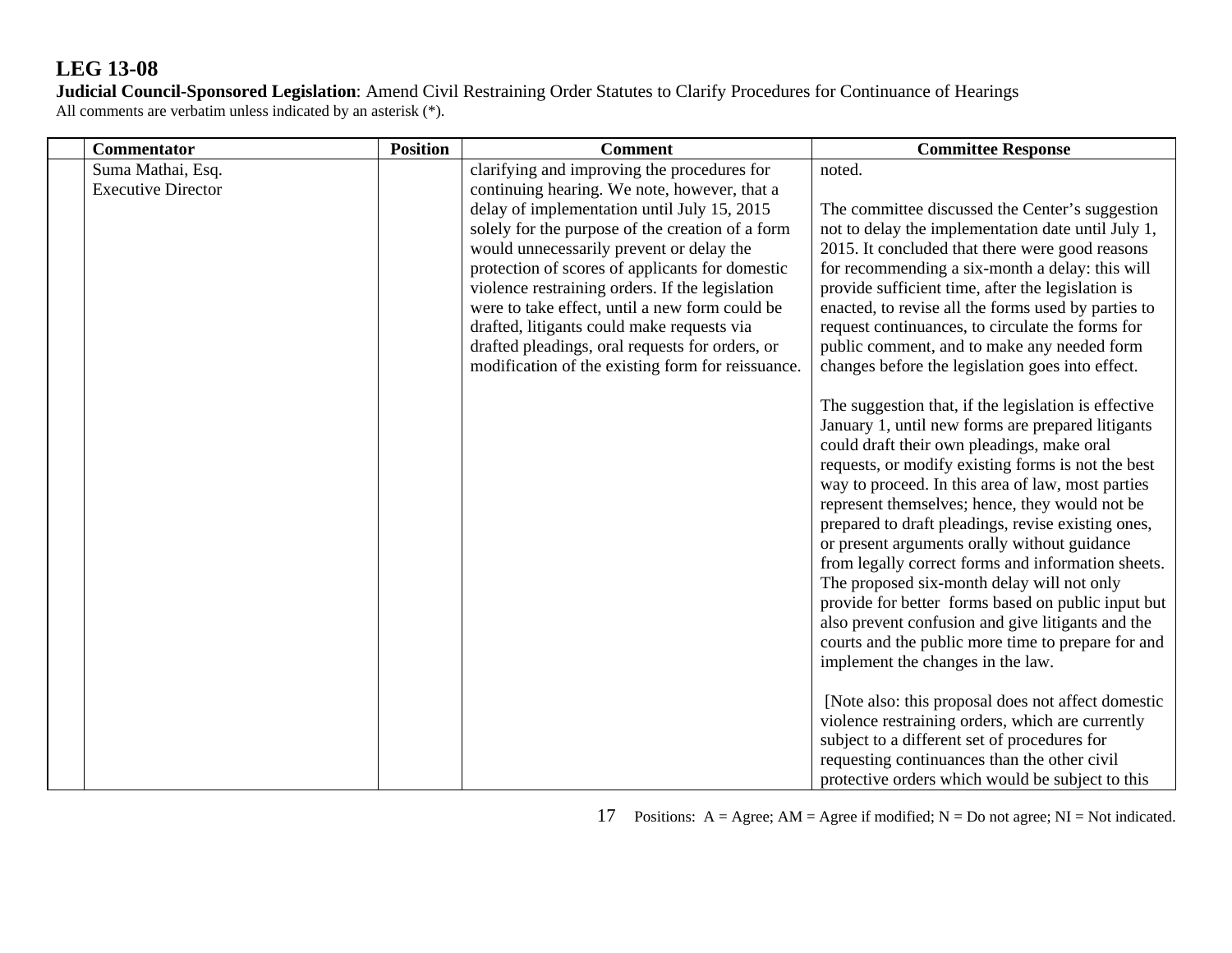**LEG 13-08**

**Judicial Council-Sponsored Legislation**: Amend Civil Restraining Order Statutes to Clarify Procedures for Continuance of Hearings

All comments are verbatim unless indicated by an asterisk (*).

| | Commentator | Position | Comment | Committee Response |
|---|---|---|---|---|
| | Suma Mathai, Esq.<br>Executive Director | | clarifying and improving the procedures for continuing hearing. We note, however, that a delay of implementation until July 15, 2015 solely for the purpose of the creation of a form would unnecessarily prevent or delay the protection of scores of applicants for domestic violence restraining orders. If the legislation were to take effect, until a new form could be drafted, litigants could make requests via drafted pleadings, oral requests for orders, or modification of the existing form for reissuance. | noted.<br><br>The committee discussed the Center's suggestion not to delay the implementation date until July 1, 2015. It concluded that there were good reasons for recommending a six-month a delay: this will provide sufficient time, after the legislation is enacted, to revise all the forms used by parties to request continuances, to circulate the forms for public comment, and to make any needed form changes before the legislation goes into effect.<br><br>The suggestion that, if the legislation is effective January 1, until new forms are prepared litigants could draft their own pleadings, make oral requests, or modify existing forms is not the best way to proceed. In this area of law, most parties represent themselves; hence, they would not be prepared to draft pleadings, revise existing ones, or present arguments orally without guidance from legally correct forms and information sheets. The proposed six-month delay will not only provide for better forms based on public input but also prevent confusion and give litigants and the courts and the public more time to prepare for and implement the changes in the law.<br><br>[Note also: this proposal does not affect domestic violence restraining orders, which are currently subject to a different set of procedures for requesting continuances than the other civil protective orders which would be subject to this |

Positions: A = Agree; AM = Agree if modified; N = Do not agree; NI = Not indicated.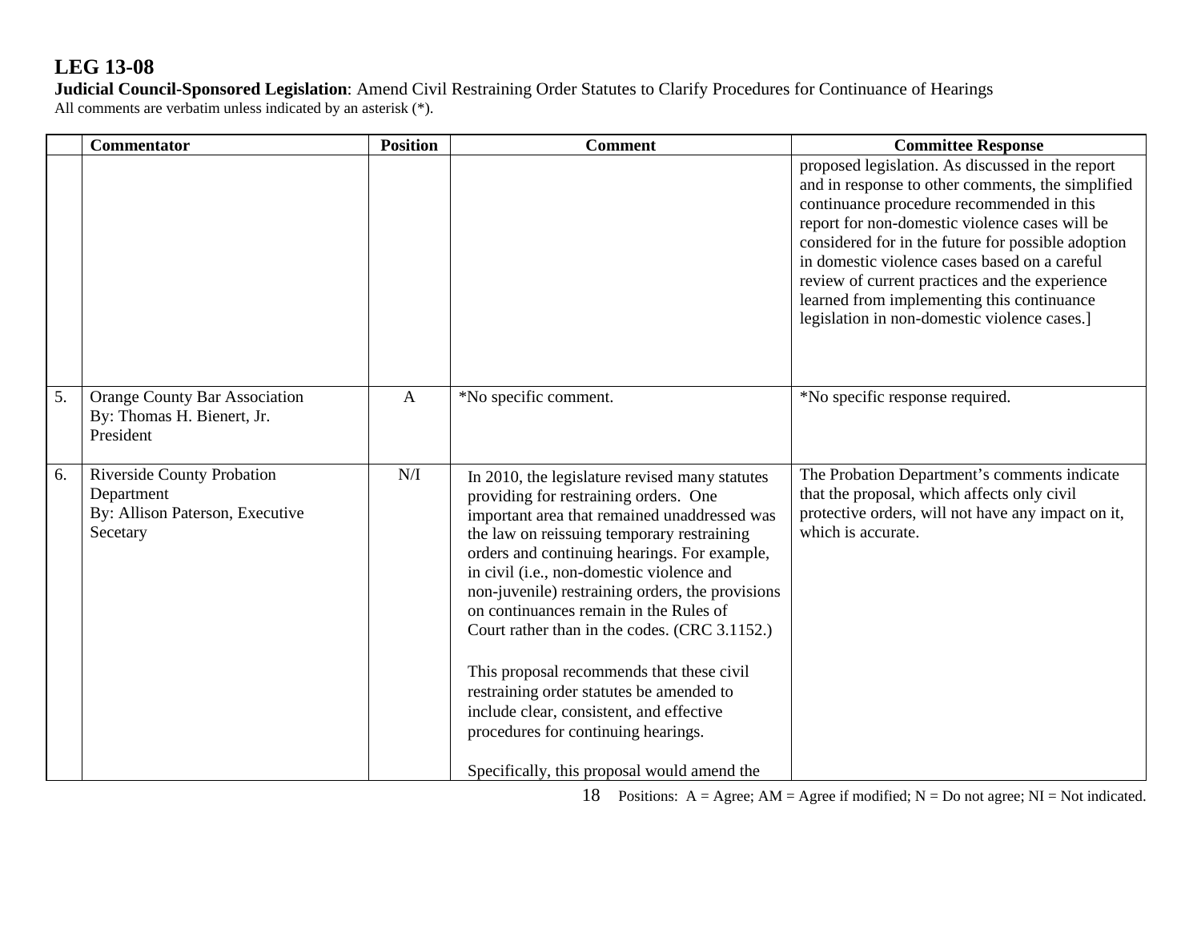**LEG 13-08**

**Judicial Council-Sponsored Legislation**: Amend Civil Restraining Order Statutes to Clarify Procedures for Continuance of Hearings

All comments are verbatim unless indicated by an asterisk (*).

| | Commentator | Position | Comment | Committee Response |
|---|---|---|---|---|
| | | | | proposed legislation. As discussed in the report and in response to other comments, the simplified continuance procedure recommended in this report for non-domestic violence cases will be considered for in the future for possible adoption in domestic violence cases based on a careful review of current practices and the experience learned from implementing this continuance legislation in non-domestic violence cases.] |
| 5. | Orange County Bar Association<br>By: Thomas H. Bienert, Jr.<br>President | A | *No specific comment. | *No specific response required. |
| 6. | Riverside County Probation Department<br>By: Allison Paterson, Executive Secetary | N/I | In 2010, the legislature revised many statutes providing for restraining orders. One important area that remained unaddressed was the law on reissuing temporary restraining orders and continuing hearings. For example, in civil (i.e., non-domestic violence and non-juvenile) restraining orders, the provisions on continuances remain in the Rules of Court rather than in the codes. (CRC 3.1152.)<br><br>This proposal recommends that these civil restraining order statutes be amended to include clear, consistent, and effective procedures for continuing hearings.<br><br>Specifically, this proposal would amend the | The Probation Department's comments indicate that the proposal, which affects only civil protective orders, will not have any impact on it, which is accurate. |

Positions: A = Agree; AM = Agree if modified; N = Do not agree; NI = Not indicated.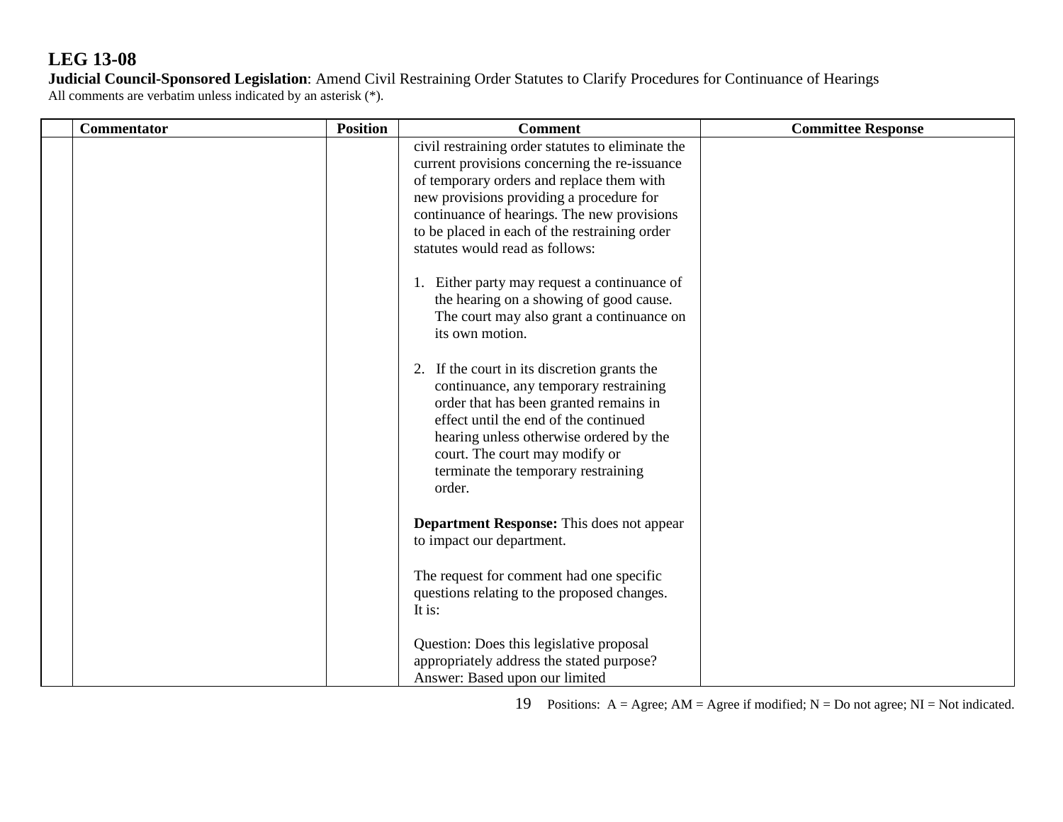**LEG 13-08**
**Judicial Council-Sponsored Legislation**: Amend Civil Restraining Order Statutes to Clarify Procedures for Continuance of Hearings
All comments are verbatim unless indicated by an asterisk (*).

| | Commentator | Position | Comment | Committee Response |
|---|---|---|---|---|
| | | | civil restraining order statutes to eliminate the current provisions concerning the re-issuance of temporary orders and replace them with new provisions providing a procedure for continuance of hearings. The new provisions to be placed in each of the restraining order statutes would read as follows:<br><br>1. Either party may request a continuance of the hearing on a showing of good cause. The court may also grant a continuance on its own motion.<br><br>2. If the court in its discretion grants the continuance, any temporary restraining order that has been granted remains in effect until the end of the continued hearing unless otherwise ordered by the court. The court may modify or terminate the temporary restraining order.<br><br>**Department Response:** This does not appear to impact our department.<br><br>The request for comment had one specific questions relating to the proposed changes. It is:<br><br>Question: Does this legislative proposal appropriately address the stated purpose?<br>Answer: Based upon our limited | |

Positions: A = Agree; AM = Agree if modified; N = Do not agree; NI = Not indicated.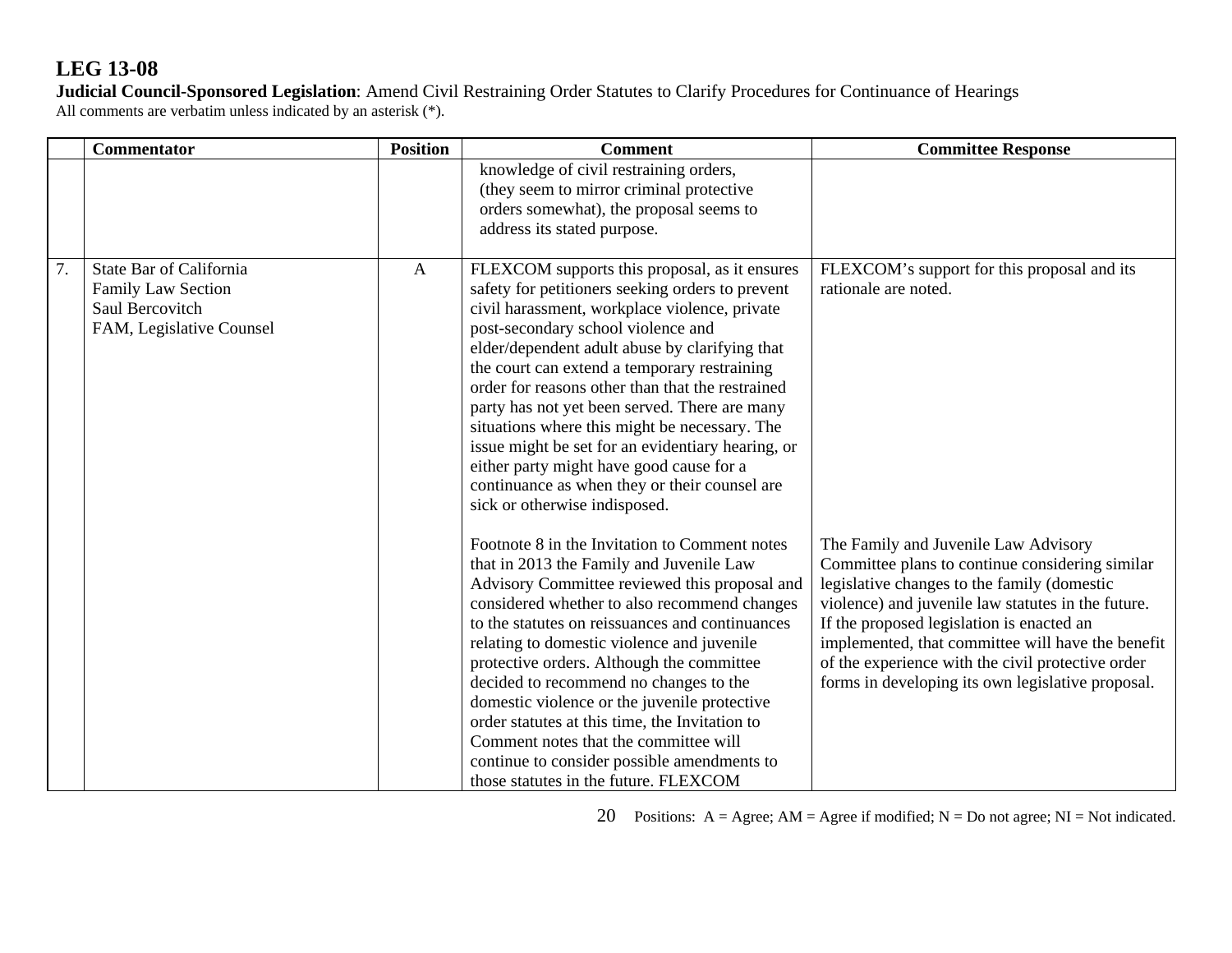# LEG 13-08

**Judicial Council-Sponsored Legislation**: Amend Civil Restraining Order Statutes to Clarify Procedures for Continuance of Hearings

All comments are verbatim unless indicated by an asterisk (*).

| | Commentator | Position | Comment | Committee Response |
|---|---|---|---|---|
| | | | knowledge of civil restraining orders, (they seem to mirror criminal protective orders somewhat), the proposal seems to address its stated purpose. | |
| 7. | State Bar of California<br>Family Law Section<br>Saul Bercovitch<br>FAM, Legislative Counsel | A | FLEXCOM supports this proposal, as it ensures safety for petitioners seeking orders to prevent civil harassment, workplace violence, private post-secondary school violence and elder/dependent adult abuse by clarifying that the court can extend a temporary restraining order for reasons other than that the restrained party has not yet been served. There are many situations where this might be necessary. The issue might be set for an evidentiary hearing, or either party might have good cause for a continuance as when they or their counsel are sick or otherwise indisposed.<br><br>Footnote 8 in the Invitation to Comment notes that in 2013 the Family and Juvenile Law Advisory Committee reviewed this proposal and considered whether to also recommend changes to the statutes on reissuances and continuances relating to domestic violence and juvenile protective orders. Although the committee decided to recommend no changes to the domestic violence or the juvenile protective order statutes at this time, the Invitation to Comment notes that the committee will continue to consider possible amendments to those statutes in the future. FLEXCOM | FLEXCOM's support for this proposal and its rationale are noted.<br><br>The Family and Juvenile Law Advisory Committee plans to continue considering similar legislative changes to the family (domestic violence) and juvenile law statutes in the future. If the proposed legislation is enacted an implemented, that committee will have the benefit of the experience with the civil protective order forms in developing its own legislative proposal. |

Positions: A = Agree; AM = Agree if modified; N = Do not agree; NI = Not indicated.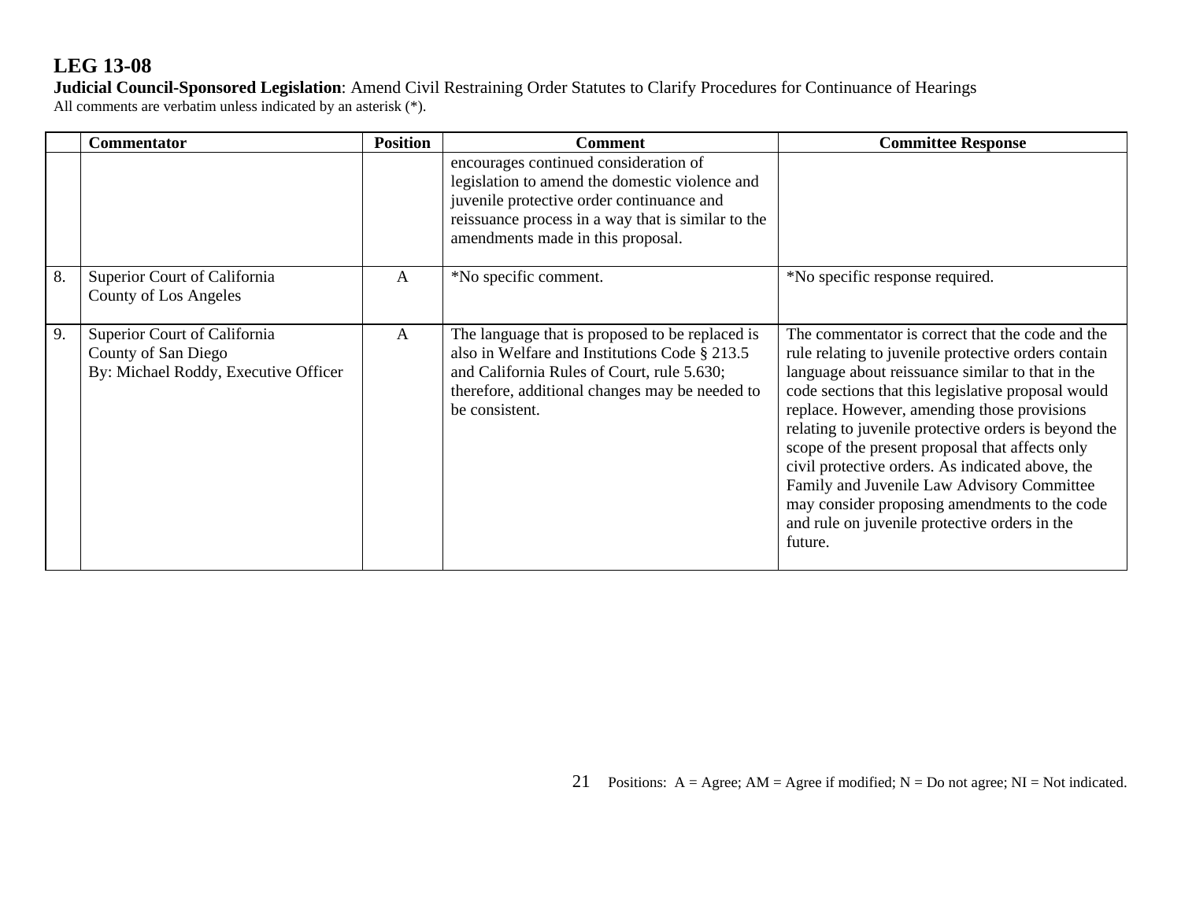# LEG 13-08

**Judicial Council-Sponsored Legislation**: Amend Civil Restraining Order Statutes to Clarify Procedures for Continuance of Hearings
All comments are verbatim unless indicated by an asterisk (*).

| | Commentator | Position | Comment | Committee Response |
|---|---|---|---|---|
| | | | encourages continued consideration of legislation to amend the domestic violence and juvenile protective order continuance and reissuance process in a way that is similar to the amendments made in this proposal. | |
| 8. | Superior Court of California<br>County of Los Angeles | A | *No specific comment. | *No specific response required. |
| 9. | Superior Court of California<br>County of San Diego<br>By: Michael Roddy, Executive Officer | A | The language that is proposed to be replaced is also in Welfare and Institutions Code § 213.5 and California Rules of Court, rule 5.630; therefore, additional changes may be needed to be consistent. | The commentator is correct that the code and the rule relating to juvenile protective orders contain language about reissuance similar to that in the code sections that this legislative proposal would replace. However, amending those provisions relating to juvenile protective orders is beyond the scope of the present proposal that affects only civil protective orders. As indicated above, the Family and Juvenile Law Advisory Committee may consider proposing amendments to the code and rule on juvenile protective orders in the future. |

Positions: A = Agree; AM = Agree if modified; N = Do not agree; NI = Not indicated.